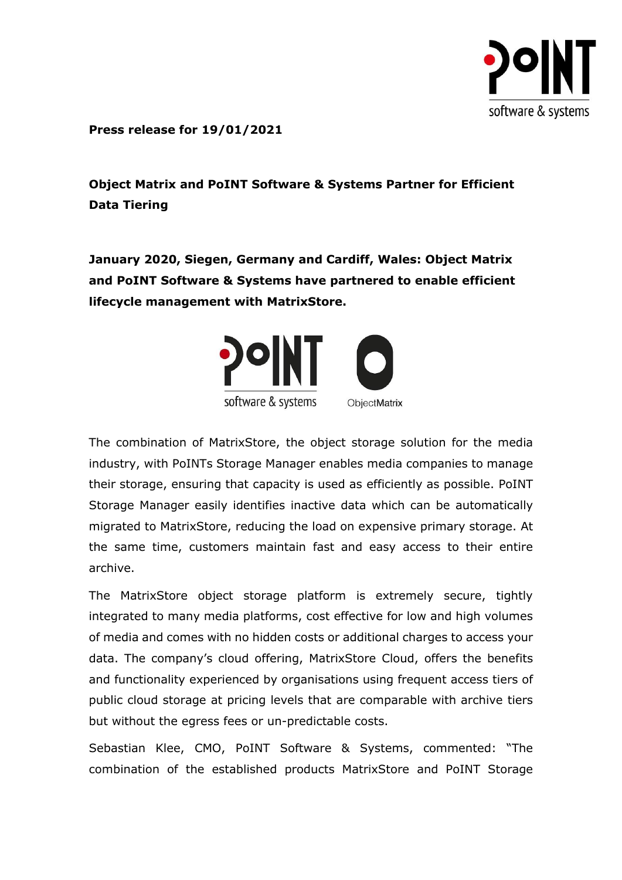**Press release for 19/01/2021**

# Object Matrix and PoINT Software & Systems Partner for Efficient Data Tiering

**January 2020, Siegen, Germany and Cardiff, Wales: Object Matrix and PoINT Software & Systems have partnered to enable efficient lifecycle management with MatrixStore.**

The combination of MatrixStore, the object storage solution for the media industry, with PoINTs Storage Manager enables media companies to manage their storage, ensuring that capacity is used as efficiently as possible. PoINT Storage Manager easily identifies inactive data which can be automatically migrated to MatrixStore, reducing the load on expensive primary storage. At the same time, customers maintain fast and easy access to their entire archive.

The MatrixStore object storage platform is extremely secure, tightly integrated to many media platforms, cost effective for low and high volumes of media and comes with no hidden costs or additional charges to access your data. The company's cloud offering, MatrixStore Cloud, offers the benefits and functionality experienced by organisations using frequent access tiers of public cloud storage at pricing levels that are comparable with archive tiers but without the egress fees or un-predictable costs.

Sebastian Klee, CMO, PoINT Software & Systems, commented: "The combination of the established products MatrixStore and PoINT Storage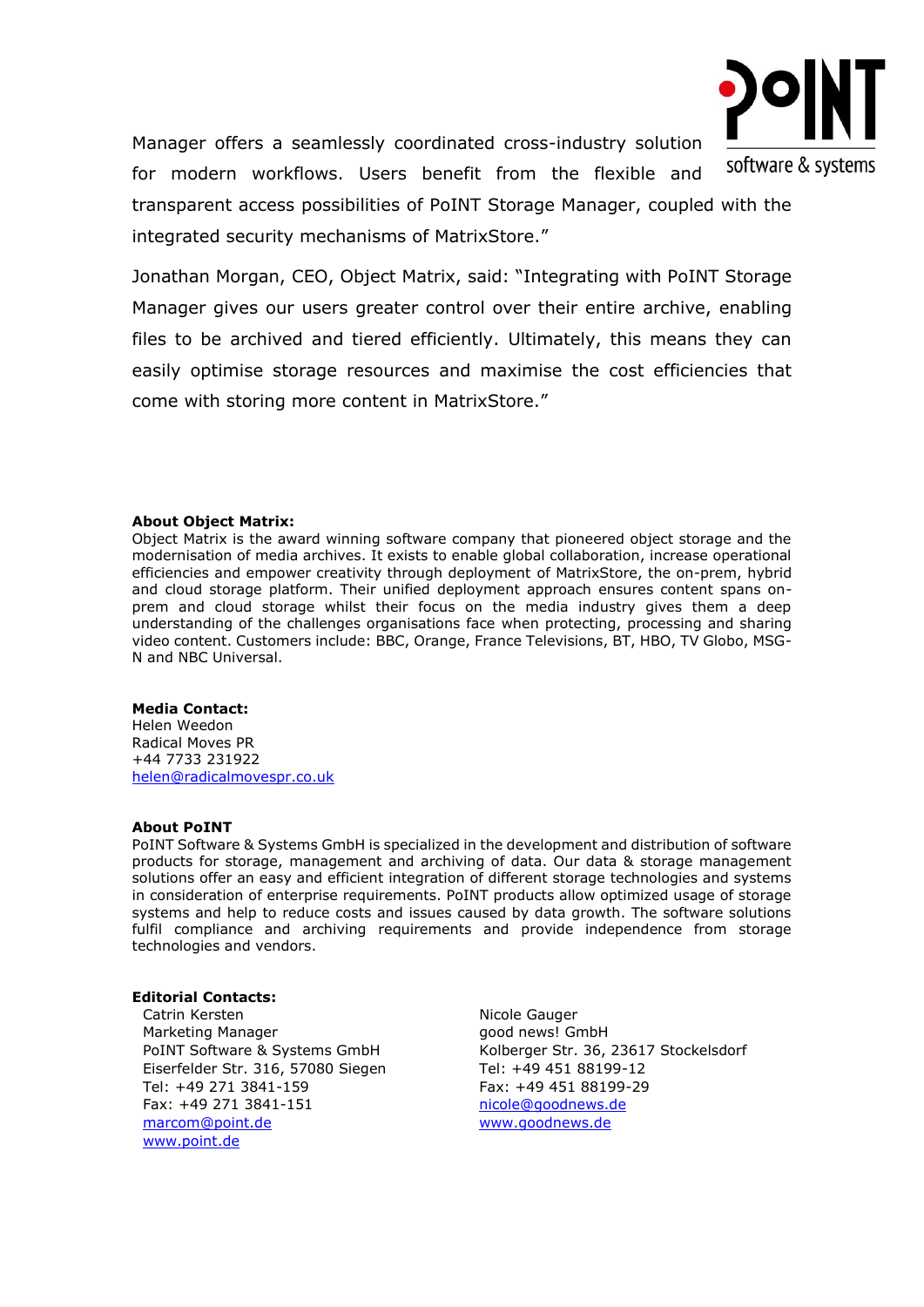Manager offers a seamlessly coordinated cross-industry solution for modern workflows. Users benefit from the flexible and transparent access possibilities of PoINT Storage Manager, coupled with the integrated security mechanisms of MatrixStore."

Jonathan Morgan, CEO, Object Matrix, said: "Integrating with PoINT Storage Manager gives our users greater control over their entire archive, enabling files to be archived and tiered efficiently. Ultimately, this means they can easily optimise storage resources and maximise the cost efficiencies that come with storing more content in MatrixStore."

**About Object Matrix:**
Object Matrix is the award winning software company that pioneered object storage and the modernisation of media archives. It exists to enable global collaboration, increase operational efficiencies and empower creativity through deployment of MatrixStore, the on-prem, hybrid and cloud storage platform. Their unified deployment approach ensures content spans on-prem and cloud storage whilst their focus on the media industry gives them a deep understanding of the challenges organisations face when protecting, processing and sharing video content. Customers include: BBC, Orange, France Televisions, BT, HBO, TV Globo, MSG-N and NBC Universal.

**Media Contact:**
Helen Weedon
Radical Moves PR
+44 7733 231922
helen@radicalmovespr.co.uk

**About PoINT**
PoINT Software & Systems GmbH is specialized in the development and distribution of software products for storage, management and archiving of data. Our data & storage management solutions offer an easy and efficient integration of different storage technologies and systems in consideration of enterprise requirements. PoINT products allow optimized usage of storage systems and help to reduce costs and issues caused by data growth. The software solutions fulfil compliance and archiving requirements and provide independence from storage technologies and vendors.

**Editorial Contacts:**

Catrin Kersten
Marketing Manager
PoINT Software & Systems GmbH
Eiserfelder Str. 316, 57080 Siegen
Tel: +49 271 3841-159
Fax: +49 271 3841-151
marcom@point.de
www.point.de

Nicole Gauger
good news! GmbH
Kolberger Str. 36, 23617 Stockelsdorf
Tel: +49 451 88199-12
Fax: +49 451 88199-29
nicole@goodnews.de
www.goodnews.de